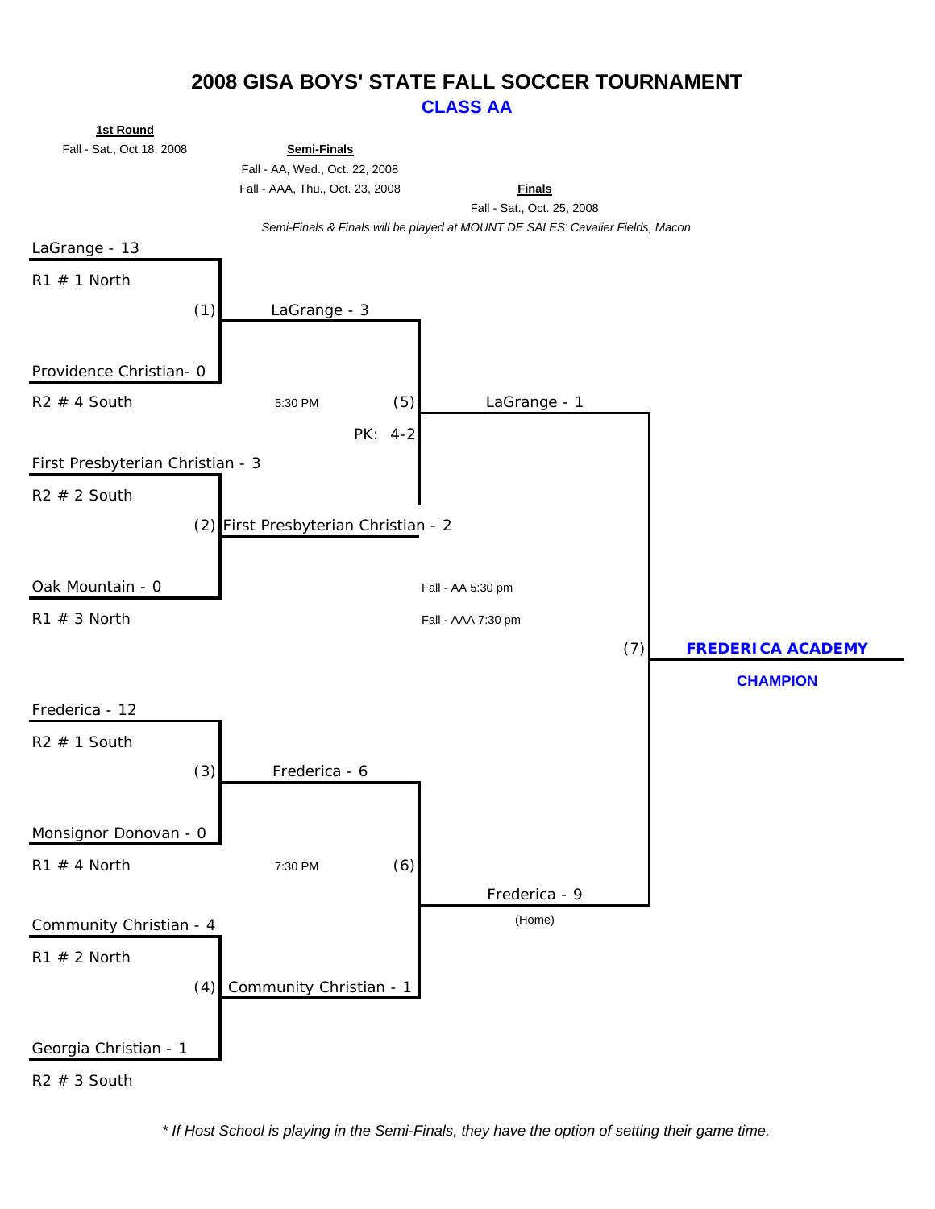# 2008 GISA BOYS' STATE FALL SOCCER TOURNAMENT

## CLASS AA

**1st Round**
Fall - Sat., Oct 18, 2008

**Semi-Finals**
Fall - AA, Wed., Oct. 22, 2008
Fall - AAA, Thu., Oct. 23, 2008

**Finals**
Fall - Sat., Oct. 25, 2008

*Semi-Finals & Finals will be played at MOUNT DE SALES' Cavalier Fields, Macon*

### 1st Round

| Game | Team | Score | Seed |
|---|---|---|---|
| (1) | LaGrange | 13 | R1 # 1 North |
| | Providence Christian | 0 | R2 # 4 South |
| (2) | First Presbyterian Christian | 3 | R2 # 2 South |
| | Oak Mountain | 0 | R1 # 3 North |
| (3) | Frederica | 12 | R2 # 1 South |
| | Monsignor Donovan | 0 | R1 # 4 North |
| (4) | Community Christian | 4 | R1 # 2 North |
| | Georgia Christian | 1 | R2 # 3 South |

### Semi-Finals

| Game | Time | Team | Score |
|---|---|---|---|
| (5) | 5:30 PM | LaGrange | 3 |
| | | First Presbyterian Christian | 2 |
| | | PK: 4-2 | |
| (6) | 7:30 PM | Frederica | 6 |
| | | Community Christian | 1 |

### Finals

Fall - AA 5:30 pm
Fall - AAA 7:30 pm

| Game | Team | Score |
|---|---|---|
| (7) | LaGrange | 1 |
| | Frederica (Home) | 9 |

**FREDERICA ACADEMY**

**CHAMPION**

*\* If Host School is playing in the Semi-Finals, they have the option of setting their game time.*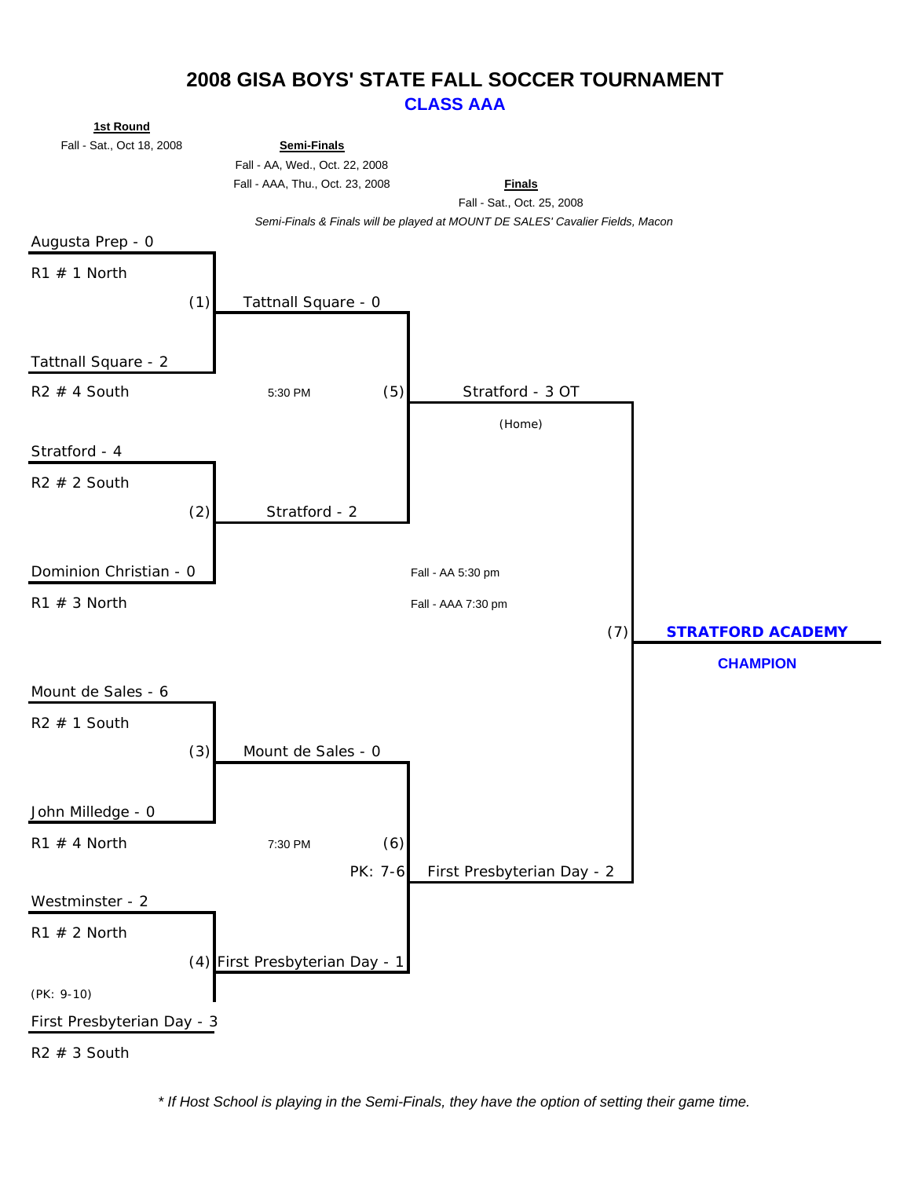# 2008 GISA BOYS' STATE FALL SOCCER TOURNAMENT

## CLASS AAA

**1st Round**
Fall - Sat., Oct 18, 2008

**Semi-Finals**
Fall - AA, Wed., Oct. 22, 2008
Fall - AAA, Thu., Oct. 23, 2008

**Finals**
Fall - Sat., Oct. 25, 2008

*Semi-Finals & Finals will be played at MOUNT DE SALES' Cavalier Fields, Macon*

### 1st Round

| Game | Team | Seed | Score |
| --- | --- | --- | --- |
| (1) | Augusta Prep | R1 # 1 North | 0 |
| (1) | Tattnall Square | R2 # 4 South | 2 |
| (2) | Stratford | R2 # 2 South | 4 |
| (2) | Dominion Christian | R1 # 3 North | 0 |
| (3) | Mount de Sales | R2 # 1 South | 6 |
| (3) | John Milledge | R1 # 4 North | 0 |
| (4) | Westminster | R1 # 2 North | 2 |
| (4) | First Presbyterian Day | R2 # 3 South | 3 |

Game (4): (PK: 9-10)

### Semi-Finals

| Game | Time | Team | Score |
| --- | --- | --- | --- |
| (5) | 5:30 PM | Tattnall Square | 0 |
| (5) | 5:30 PM | Stratford | 2 |
| (6) | 7:30 PM | Mount de Sales | 0 |
| (6) | 7:30 PM | First Presbyterian Day | 1 |

Game (6): PK: 7-6

### Finals

Fall - AA 5:30 pm
Fall - AAA 7:30 pm

| Game | Team | Score |
| --- | --- | --- |
| (7) | Stratford (Home) | 3 OT |
| (7) | First Presbyterian Day | 2 |

**STRATFORD ACADEMY**

**CHAMPION**

*\* If Host School is playing in the Semi-Finals, they have the option of setting their game time.*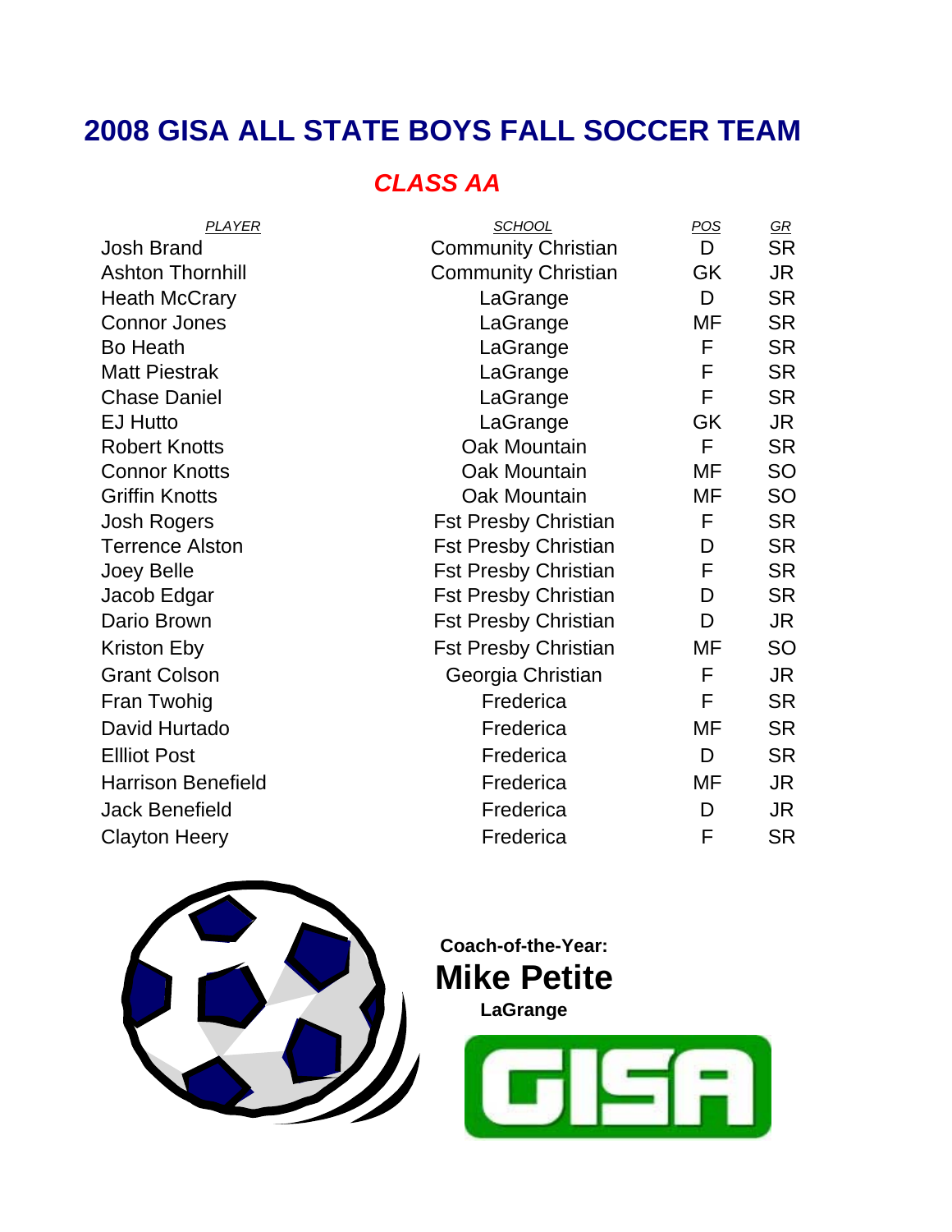# 2008 GISA ALL STATE BOYS FALL SOCCER TEAM

## *CLASS AA*

| PLAYER | SCHOOL | POS | GR |
|---|---|---|---|
| Josh Brand | Community Christian | D | SR |
| Ashton Thornhill | Community Christian | GK | JR |
| Heath McCrary | LaGrange | D | SR |
| Connor Jones | LaGrange | MF | SR |
| Bo Heath | LaGrange | F | SR |
| Matt Piestrak | LaGrange | F | SR |
| Chase Daniel | LaGrange | F | SR |
| EJ Hutto | LaGrange | GK | JR |
| Robert Knotts | Oak Mountain | F | SR |
| Connor Knotts | Oak Mountain | MF | SO |
| Griffin Knotts | Oak Mountain | MF | SO |
| Josh Rogers | Fst Presby Christian | F | SR |
| Terrence Alston | Fst Presby Christian | D | SR |
| Joey Belle | Fst Presby Christian | F | SR |
| Jacob Edgar | Fst Presby Christian | D | SR |
| Dario Brown | Fst Presby Christian | D | JR |
| Kriston Eby | Fst Presby Christian | MF | SO |
| Grant Colson | Georgia Christian | F | JR |
| Fran Twohig | Frederica | F | SR |
| David Hurtado | Frederica | MF | SR |
| Ellliot Post | Frederica | D | SR |
| Harrison Benefield | Frederica | MF | JR |
| Jack Benefield | Frederica | D | JR |
| Clayton Heery | Frederica | F | SR |

**Coach-of-the-Year:**

**Mike Petite**

**LaGrange**

GISA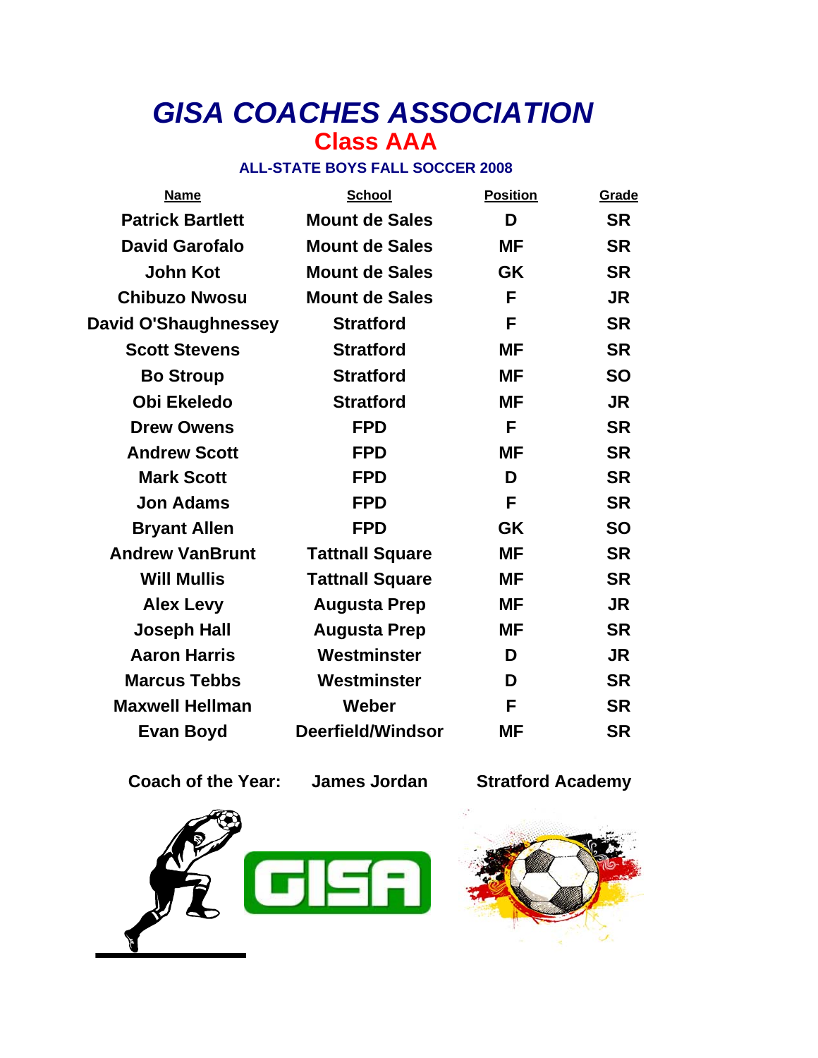# *GISA COACHES ASSOCIATION*

## Class AAA

### ALL-STATE BOYS FALL SOCCER 2008

| Name | School | Position | Grade |
|---|---|---|---|
| Patrick Bartlett | Mount de Sales | D | SR |
| David Garofalo | Mount de Sales | MF | SR |
| John Kot | Mount de Sales | GK | SR |
| Chibuzo Nwosu | Mount de Sales | F | JR |
| David O'Shaughnessey | Stratford | F | SR |
| Scott Stevens | Stratford | MF | SR |
| Bo Stroup | Stratford | MF | SO |
| Obi Ekeledo | Stratford | MF | JR |
| Drew Owens | FPD | F | SR |
| Andrew Scott | FPD | MF | SR |
| Mark Scott | FPD | D | SR |
| Jon Adams | FPD | F | SR |
| Bryant Allen | FPD | GK | SO |
| Andrew VanBrunt | Tattnall Square | MF | SR |
| Will Mullis | Tattnall Square | MF | SR |
| Alex Levy | Augusta Prep | MF | JR |
| Joseph Hall | Augusta Prep | MF | SR |
| Aaron Harris | Westminster | D | JR |
| Marcus Tebbs | Westminster | D | SR |
| Maxwell Hellman | Weber | F | SR |
| Evan Boyd | Deerfield/Windsor | MF | SR |

**Coach of the Year: James Jordan Stratford Academy**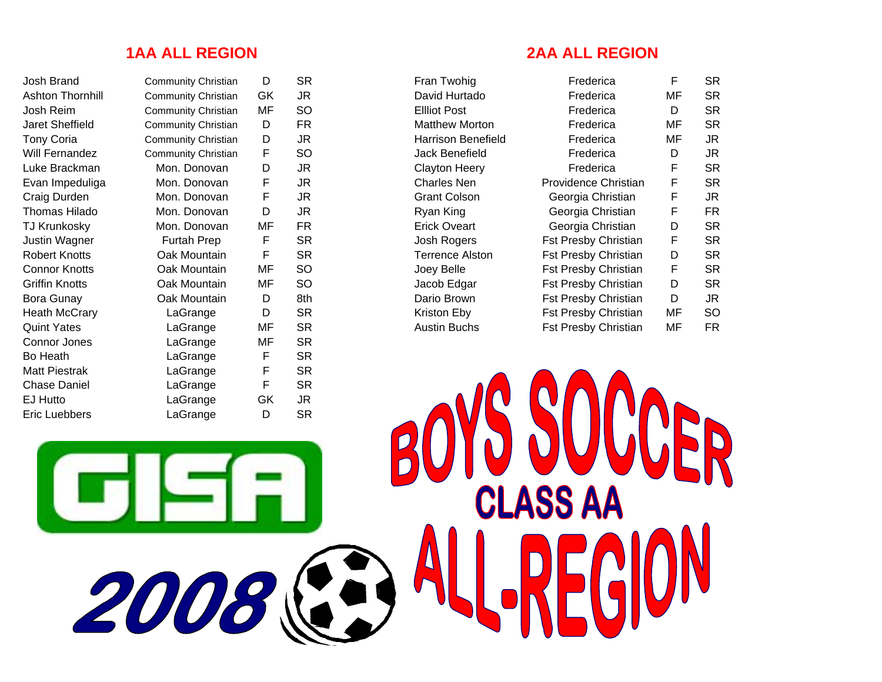## 1AA ALL REGION

| Name | School | Pos | Class |
|---|---|---|---|
| Josh Brand | Community Christian | D | SR |
| Ashton Thornhill | Community Christian | GK | JR |
| Josh Reim | Community Christian | MF | SO |
| Jaret Sheffield | Community Christian | D | FR |
| Tony Coria | Community Christian | D | JR |
| Will Fernandez | Community Christian | F | SO |
| Luke Brackman | Mon. Donovan | D | JR |
| Evan Impeduliga | Mon. Donovan | F | JR |
| Craig Durden | Mon. Donovan | F | JR |
| Thomas Hilado | Mon. Donovan | D | JR |
| TJ Krunkosky | Mon. Donovan | MF | FR |
| Justin Wagner | Furtah Prep | F | SR |
| Robert Knotts | Oak Mountain | F | SR |
| Connor Knotts | Oak Mountain | MF | SO |
| Griffin Knotts | Oak Mountain | MF | SO |
| Bora Gunay | Oak Mountain | D | 8th |
| Heath McCrary | LaGrange | D | SR |
| Quint Yates | LaGrange | MF | SR |
| Connor Jones | LaGrange | MF | SR |
| Bo Heath | LaGrange | F | SR |
| Matt Piestrak | LaGrange | F | SR |
| Chase Daniel | LaGrange | F | SR |
| EJ Hutto | LaGrange | GK | JR |
| Eric Luebbers | LaGrange | D | SR |

## 2AA ALL REGION

| Name | School | Pos | Class |
|---|---|---|---|
| Fran Twohig | Frederica | F | SR |
| David Hurtado | Frederica | MF | SR |
| Ellliot Post | Frederica | D | SR |
| Matthew Morton | Frederica | MF | SR |
| Harrison Benefield | Frederica | MF | JR |
| Jack Benefield | Frederica | D | JR |
| Clayton Heery | Frederica | F | SR |
| Charles Nen | Providence Christian | F | SR |
| Grant Colson | Georgia Christian | F | JR |
| Ryan King | Georgia Christian | F | FR |
| Erick Oveart | Georgia Christian | D | SR |
| Josh Rogers | Fst Presby Christian | F | SR |
| Terrence Alston | Fst Presby Christian | D | SR |
| Joey Belle | Fst Presby Christian | F | SR |
| Jacob Edgar | Fst Presby Christian | D | SR |
| Dario Brown | Fst Presby Christian | D | JR |
| Kriston Eby | Fst Presby Christian | MF | SO |
| Austin Buchs | Fst Presby Christian | MF | FR |

GISA 2008

# BOYS SOCCER
## CLASS AA
# ALL-REGION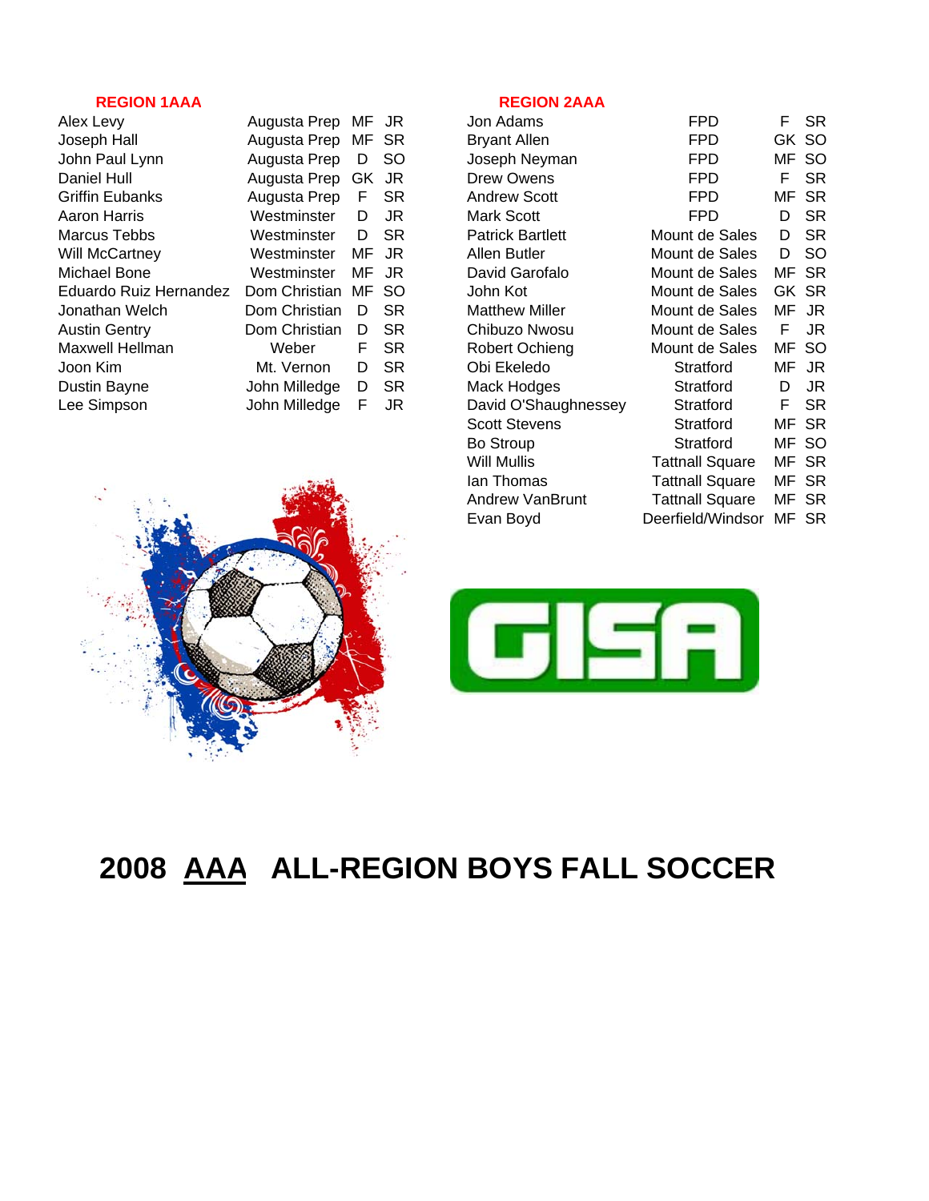# 2008 AAA ALL-REGION BOYS FALL SOCCER

## REGION 1AAA

| Name | School | Pos | Class |
|---|---|---|---|
| Alex Levy | Augusta Prep | MF | JR |
| Joseph Hall | Augusta Prep | MF | SR |
| John Paul Lynn | Augusta Prep | D | SO |
| Daniel Hull | Augusta Prep | GK | JR |
| Griffin Eubanks | Augusta Prep | F | SR |
| Aaron Harris | Westminster | D | JR |
| Marcus Tebbs | Westminster | D | SR |
| Will McCartney | Westminster | MF | JR |
| Michael Bone | Westminster | MF | JR |
| Eduardo Ruiz Hernandez | Dom Christian | MF | SO |
| Jonathan Welch | Dom Christian | D | SR |
| Austin Gentry | Dom Christian | D | SR |
| Maxwell Hellman | Weber | F | SR |
| Joon Kim | Mt. Vernon | D | SR |
| Dustin Bayne | John Milledge | D | SR |
| Lee Simpson | John Milledge | F | JR |

## REGION 2AAA

| Name | School | Pos | Class |
|---|---|---|---|
| Jon Adams | FPD | F | SR |
| Bryant Allen | FPD | GK | SO |
| Joseph Neyman | FPD | MF | SO |
| Drew Owens | FPD | F | SR |
| Andrew Scott | FPD | MF | SR |
| Mark Scott | FPD | D | SR |
| Patrick Bartlett | Mount de Sales | D | SR |
| Allen Butler | Mount de Sales | D | SO |
| David Garofalo | Mount de Sales | MF | SR |
| John Kot | Mount de Sales | GK | SR |
| Matthew Miller | Mount de Sales | MF | JR |
| Chibuzo Nwosu | Mount de Sales | F | JR |
| Robert Ochieng | Mount de Sales | MF | SO |
| Obi Ekeledo | Stratford | MF | JR |
| Mack Hodges | Stratford | D | JR |
| David O'Shaughnessey | Stratford | F | SR |
| Scott Stevens | Stratford | MF | SR |
| Bo Stroup | Stratford | MF | SO |
| Will Mullis | Tattnall Square | MF | SR |
| Ian Thomas | Tattnall Square | MF | SR |
| Andrew VanBrunt | Tattnall Square | MF | SR |
| Evan Boyd | Deerfield/Windsor | MF | SR |

GISA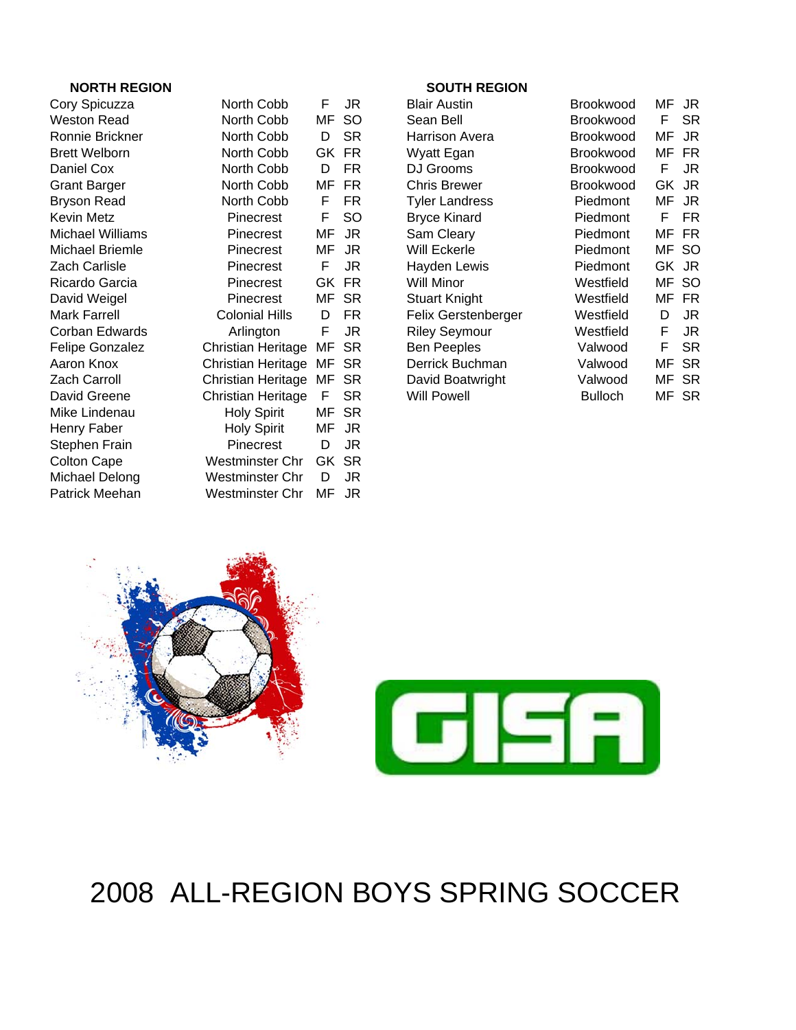## NORTH REGION

| Name | School | Pos | Yr |
|---|---|---|---|
| Cory Spicuzza | North Cobb | F | JR |
| Weston Read | North Cobb | MF | SO |
| Ronnie Brickner | North Cobb | D | SR |
| Brett Welborn | North Cobb | GK | FR |
| Daniel Cox | North Cobb | D | FR |
| Grant Barger | North Cobb | MF | FR |
| Bryson Read | North Cobb | F | FR |
| Kevin Metz | Pinecrest | F | SO |
| Michael Williams | Pinecrest | MF | JR |
| Michael Briemle | Pinecrest | MF | JR |
| Zach Carlisle | Pinecrest | F | JR |
| Ricardo Garcia | Pinecrest | GK | FR |
| David Weigel | Pinecrest | MF | SR |
| Mark Farrell | Colonial Hills | D | FR |
| Corban Edwards | Arlington | F | JR |
| Felipe Gonzalez | Christian Heritage | MF | SR |
| Aaron Knox | Christian Heritage | MF | SR |
| Zach Carroll | Christian Heritage | MF | SR |
| David Greene | Christian Heritage | F | SR |
| Mike Lindenau | Holy Spirit | MF | SR |
| Henry Faber | Holy Spirit | MF | JR |
| Stephen Frain | Pinecrest | D | JR |
| Colton Cape | Westminster Chr | GK | SR |
| Michael Delong | Westminster Chr | D | JR |
| Patrick Meehan | Westminster Chr | MF | JR |

## SOUTH REGION

| Name | School | Pos | Yr |
|---|---|---|---|
| Blair Austin | Brookwood | MF | JR |
| Sean Bell | Brookwood | F | SR |
| Harrison Avera | Brookwood | MF | JR |
| Wyatt Egan | Brookwood | MF | FR |
| DJ Grooms | Brookwood | F | JR |
| Chris Brewer | Brookwood | GK | JR |
| Tyler Landress | Piedmont | MF | JR |
| Bryce Kinard | Piedmont | F | FR |
| Sam Cleary | Piedmont | MF | FR |
| Will Eckerle | Piedmont | MF | SO |
| Hayden Lewis | Piedmont | GK | JR |
| Will Minor | Westfield | MF | SO |
| Stuart Knight | Westfield | MF | FR |
| Felix Gerstenberger | Westfield | D | JR |
| Riley Seymour | Westfield | F | JR |
| Ben Peeples | Valwood | F | SR |
| Derrick Buchman | Valwood | MF | SR |
| David Boatwright | Valwood | MF | SR |
| Will Powell | Bulloch | MF | SR |

GISA

# 2008 ALL-REGION BOYS SPRING SOCCER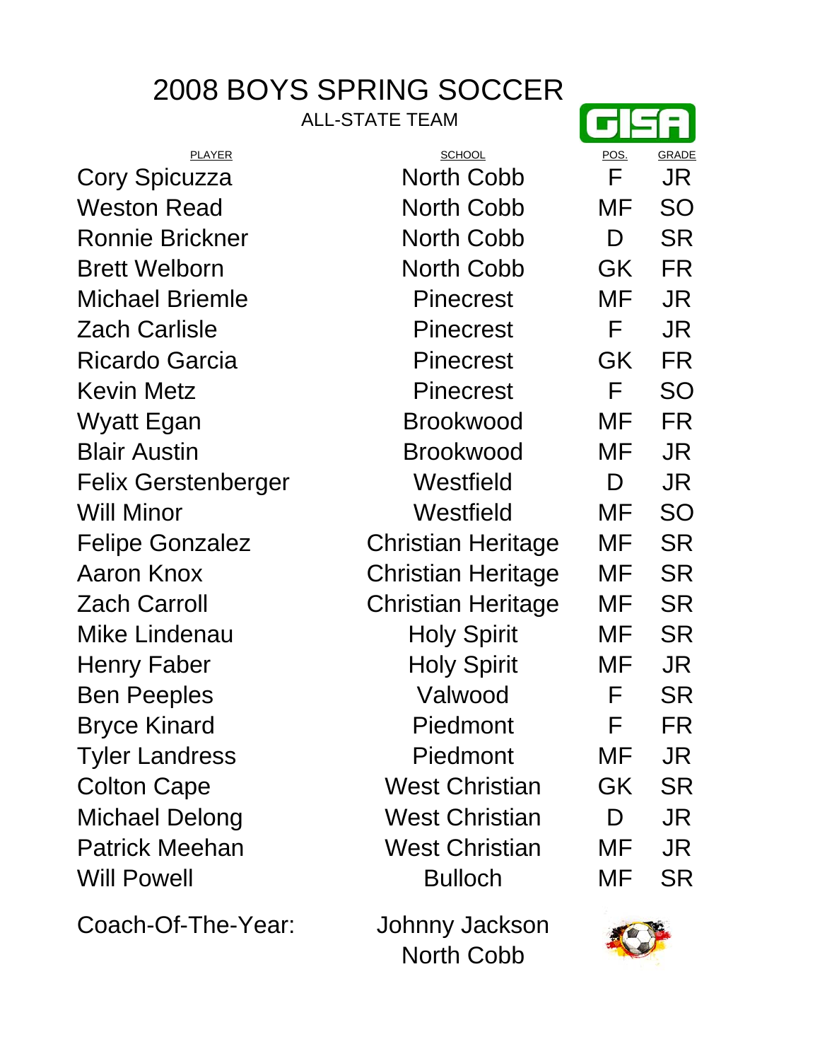# 2008 BOYS SPRING SOCCER

## ALL-STATE TEAM

GISA

| PLAYER | SCHOOL | POS. | GRADE |
|---|---|---|---|
| Cory Spicuzza | North Cobb | F | JR |
| Weston Read | North Cobb | MF | SO |
| Ronnie Brickner | North Cobb | D | SR |
| Brett Welborn | North Cobb | GK | FR |
| Michael Briemle | Pinecrest | MF | JR |
| Zach Carlisle | Pinecrest | F | JR |
| Ricardo Garcia | Pinecrest | GK | FR |
| Kevin Metz | Pinecrest | F | SO |
| Wyatt Egan | Brookwood | MF | FR |
| Blair Austin | Brookwood | MF | JR |
| Felix Gerstenberger | Westfield | D | JR |
| Will Minor | Westfield | MF | SO |
| Felipe Gonzalez | Christian Heritage | MF | SR |
| Aaron Knox | Christian Heritage | MF | SR |
| Zach Carroll | Christian Heritage | MF | SR |
| Mike Lindenau | Holy Spirit | MF | SR |
| Henry Faber | Holy Spirit | MF | JR |
| Ben Peeples | Valwood | F | SR |
| Bryce Kinard | Piedmont | F | FR |
| Tyler Landress | Piedmont | MF | JR |
| Colton Cape | West Christian | GK | SR |
| Michael Delong | West Christian | D | JR |
| Patrick Meehan | West Christian | MF | JR |
| Will Powell | Bulloch | MF | SR |

Coach-Of-The-Year: Johnny Jackson, North Cobb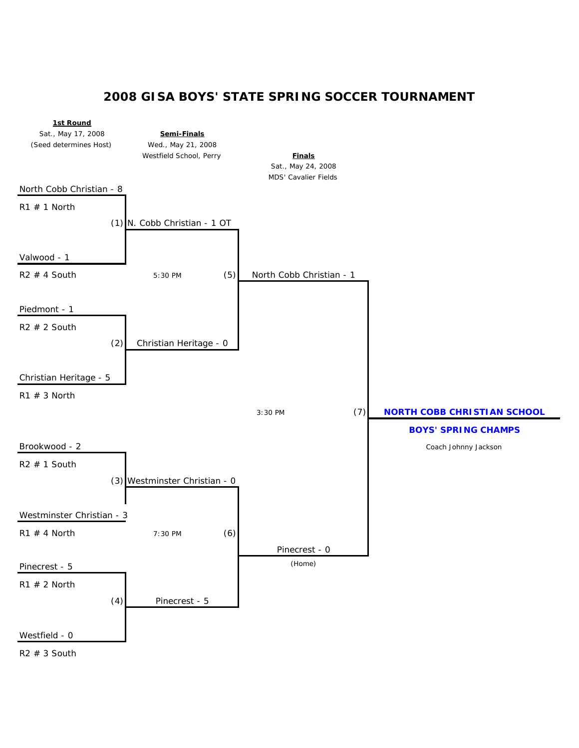# 2008 GISA BOYS' STATE SPRING SOCCER TOURNAMENT

**1st Round**
Sat., May 17, 2008
(Seed determines Host)

**Semi-Finals**
Wed., May 21, 2008
Westfield School, Perry

**Finals**
Sat., May 24, 2008
MDS' Cavalier Fields

North Cobb Christian - 8
R1 # 1 North

(1) N. Cobb Christian - 1 OT

Valwood - 1
R2 # 4 South

5:30 PM

(5) North Cobb Christian - 1

Piedmont - 1
R2 # 2 South

(2) Christian Heritage - 0

Christian Heritage - 5
R1 # 3 North

3:30 PM

(7) **NORTH COBB CHRISTIAN SCHOOL**

**BOYS' SPRING CHAMPS**

Coach Johnny Jackson

Brookwood - 2
R2 # 1 South

(3) Westminster Christian - 0

Westminster Christian - 3
R1 # 4 North

7:30 PM

(6) Pinecrest - 0
(Home)

Pinecrest - 5
R1 # 2 North

(4) Pinecrest - 5

Westfield - 0
R2 # 3 South